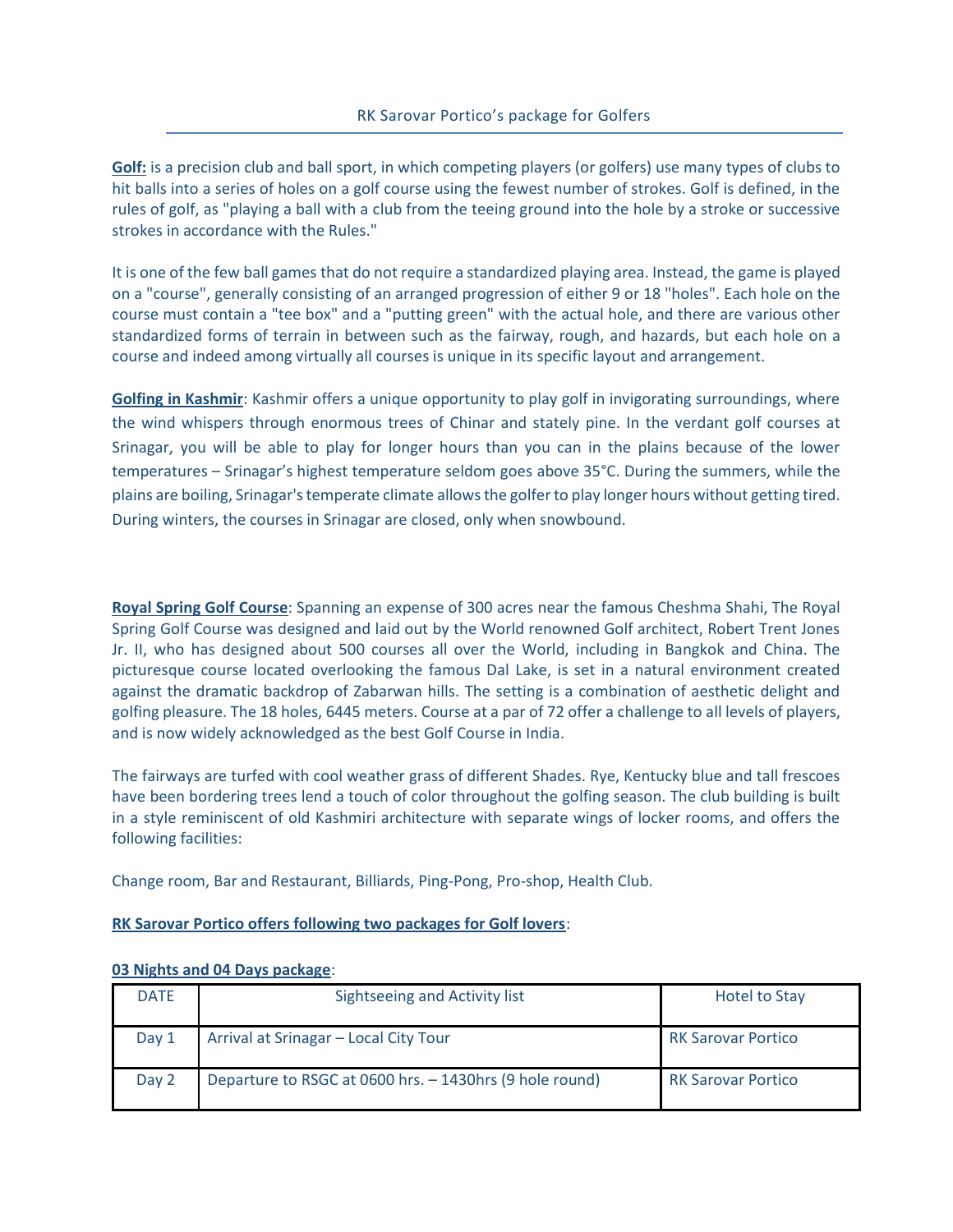# RK Sarovar Portico's package for Golfers

**Golf:** is a precision club and ball sport, in which competing players (or golfers) use many types of clubs to hit balls into a series of holes on a golf course using the fewest number of strokes. Golf is defined, in the rules of golf, as "playing a ball with a club from the teeing ground into the hole by a stroke or successive strokes in accordance with the Rules."

It is one of the few ball games that do not require a standardized playing area. Instead, the game is played on a "course", generally consisting of an arranged progression of either 9 or 18 "holes". Each hole on the course must contain a "tee box" and a "putting green" with the actual hole, and there are various other standardized forms of terrain in between such as the fairway, rough, and hazards, but each hole on a course and indeed among virtually all courses is unique in its specific layout and arrangement.

**Golfing in Kashmir**: Kashmir offers a unique opportunity to play golf in invigorating surroundings, where the wind whispers through enormous trees of Chinar and stately pine. In the verdant golf courses at Srinagar, you will be able to play for longer hours than you can in the plains because of the lower temperatures – Srinagar's highest temperature seldom goes above 35°C. During the summers, while the plains are boiling, Srinagar's temperate climate allows the golfer to play longer hours without getting tired. During winters, the courses in Srinagar are closed, only when snowbound.

**Royal Spring Golf Course**: Spanning an expense of 300 acres near the famous Cheshma Shahi, The Royal Spring Golf Course was designed and laid out by the World renowned Golf architect, Robert Trent Jones Jr. II, who has designed about 500 courses all over the World, including in Bangkok and China. The picturesque course located overlooking the famous Dal Lake, is set in a natural environment created against the dramatic backdrop of Zabarwan hills. The setting is a combination of aesthetic delight and golfing pleasure. The 18 holes, 6445 meters. Course at a par of 72 offer a challenge to all levels of players, and is now widely acknowledged as the best Golf Course in India.

The fairways are turfed with cool weather grass of different Shades. Rye, Kentucky blue and tall frescoes have been bordering trees lend a touch of color throughout the golfing season. The club building is built in a style reminiscent of old Kashmiri architecture with separate wings of locker rooms, and offers the following facilities:

Change room, Bar and Restaurant, Billiards, Ping-Pong, Pro-shop, Health Club.

**RK Sarovar Portico offers following two packages for Golf lovers**:

**03 Nights and 04 Days package**:

| DATE | Sightseeing and Activity list | Hotel to Stay |
|---|---|---|
| Day 1 | Arrival at Srinagar – Local City Tour | RK Sarovar Portico |
| Day 2 | Departure to RSGC at 0600 hrs. – 1430hrs (9 hole round) | RK Sarovar Portico |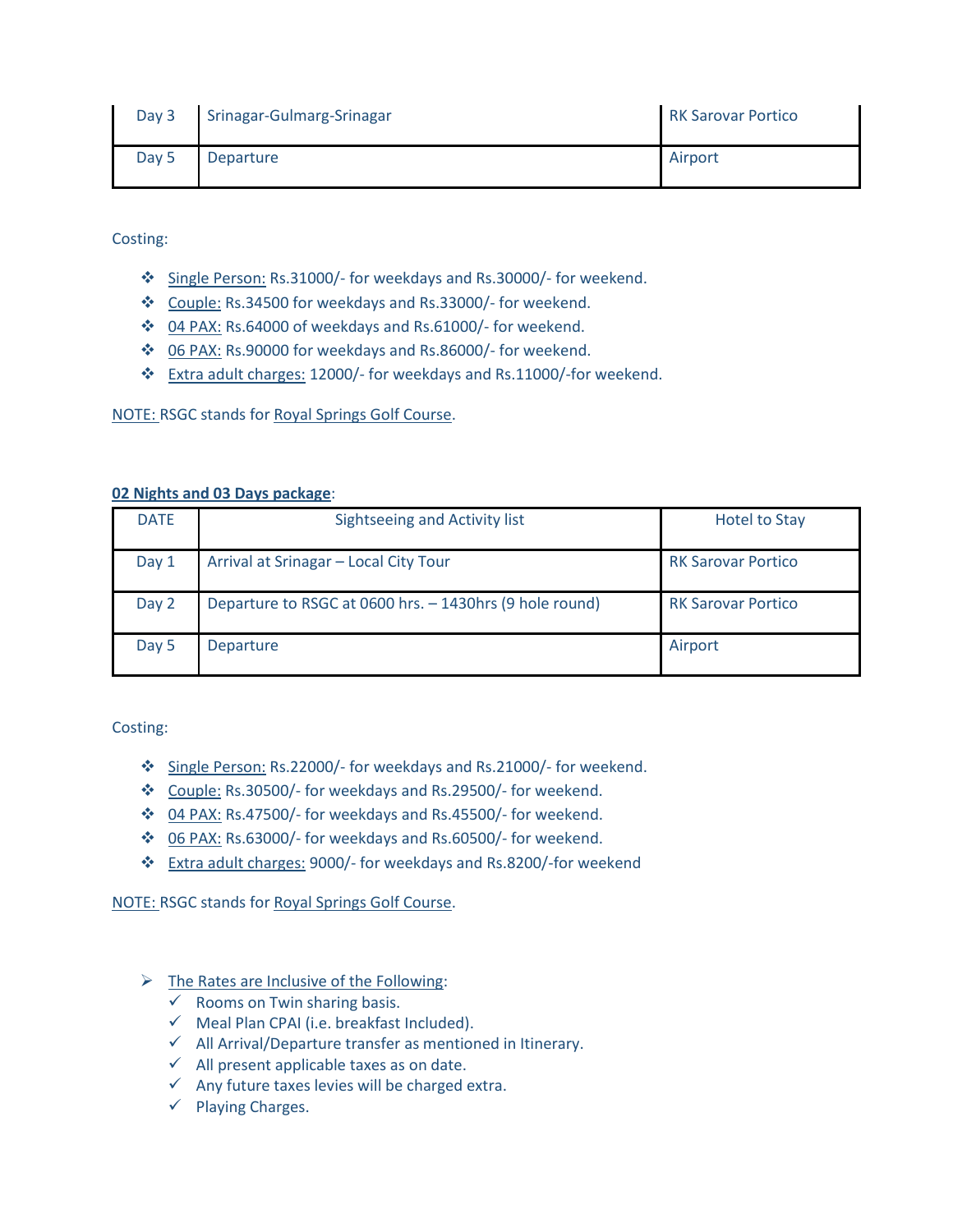| | | |
|---|---|---|
| Day 3 | Srinagar-Gulmarg-Srinagar | RK Sarovar Portico |
| Day 5 | Departure | Airport |

Costing:

- Single Person: Rs.31000/- for weekdays and Rs.30000/- for weekend.
- Couple: Rs.34500 for weekdays and Rs.33000/- for weekend.
- 04 PAX: Rs.64000 of weekdays and Rs.61000/- for weekend.
- 06 PAX: Rs.90000 for weekdays and Rs.86000/- for weekend.
- Extra adult charges: 12000/- for weekdays and Rs.11000/-for weekend.

NOTE: RSGC stands for Royal Springs Golf Course.

**02 Nights and 03 Days package**:

| DATE | Sightseeing and Activity list | Hotel to Stay |
|---|---|---|
| Day 1 | Arrival at Srinagar – Local City Tour | RK Sarovar Portico |
| Day 2 | Departure to RSGC at 0600 hrs. – 1430hrs (9 hole round) | RK Sarovar Portico |
| Day 5 | Departure | Airport |

Costing:

- Single Person: Rs.22000/- for weekdays and Rs.21000/- for weekend.
- Couple: Rs.30500/- for weekdays and Rs.29500/- for weekend.
- 04 PAX: Rs.47500/- for weekdays and Rs.45500/- for weekend.
- 06 PAX: Rs.63000/- for weekdays and Rs.60500/- for weekend.
- Extra adult charges: 9000/- for weekdays and Rs.8200/-for weekend

NOTE: RSGC stands for Royal Springs Golf Course.

- The Rates are Inclusive of the Following:
  - ✓ Rooms on Twin sharing basis.
  - ✓ Meal Plan CPAI (i.e. breakfast Included).
  - ✓ All Arrival/Departure transfer as mentioned in Itinerary.
  - ✓ All present applicable taxes as on date.
  - ✓ Any future taxes levies will be charged extra.
  - ✓ Playing Charges.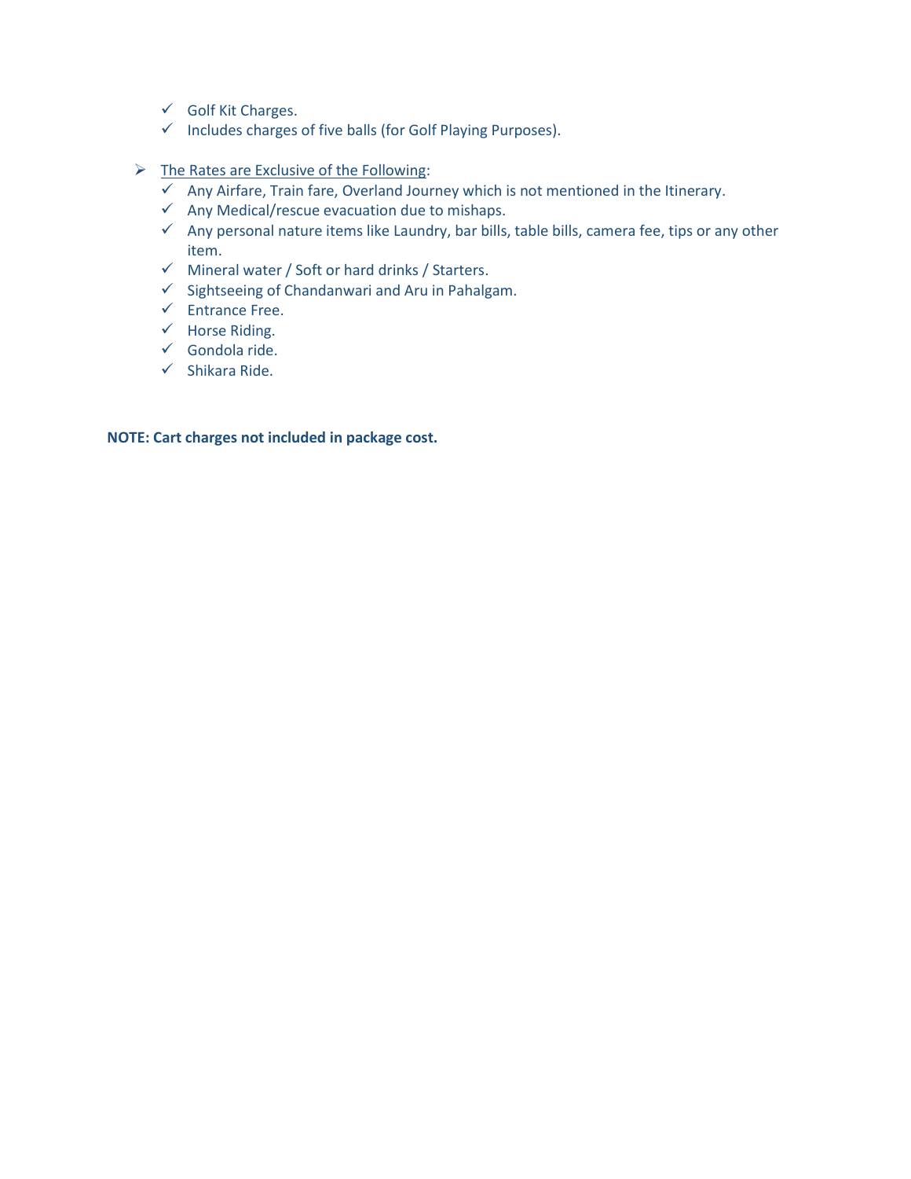- ✓ Golf Kit Charges.
- ✓ Includes charges of five balls (for Golf Playing Purposes).

➢ The Rates are Exclusive of the Following:

- ✓ Any Airfare, Train fare, Overland Journey which is not mentioned in the Itinerary.
- ✓ Any Medical/rescue evacuation due to mishaps.
- ✓ Any personal nature items like Laundry, bar bills, table bills, camera fee, tips or any other item.
- ✓ Mineral water / Soft or hard drinks / Starters.
- ✓ Sightseeing of Chandanwari and Aru in Pahalgam.
- ✓ Entrance Free.
- ✓ Horse Riding.
- ✓ Gondola ride.
- ✓ Shikara Ride.

**NOTE: Cart charges not included in package cost.**